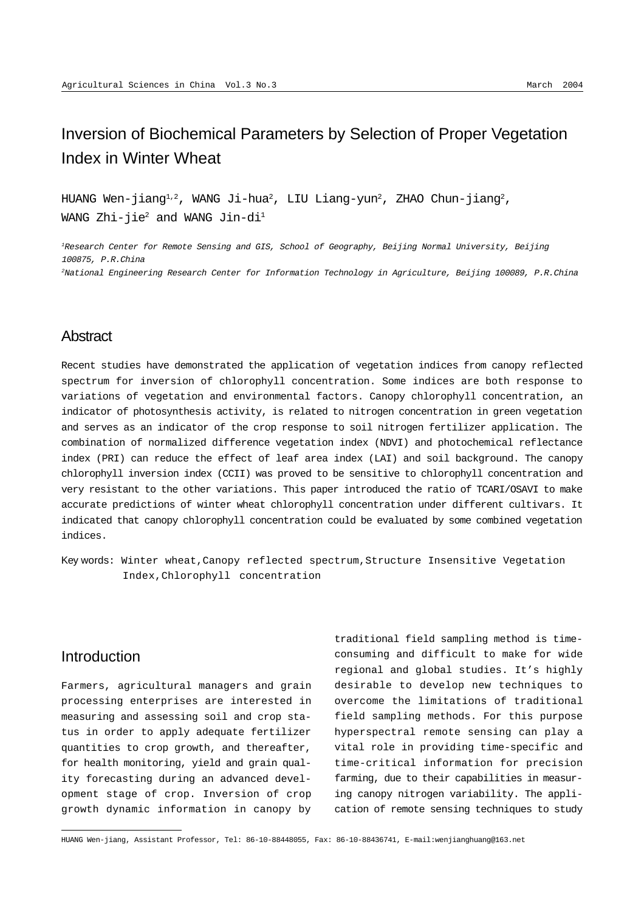# Inversion of Biochemical Parameters by Selection of Proper Vegetation Index in Winter Wheat

HUANG Wen-jiang[1,2], WANG Ji-hua[2], LIU Liang-yun[2], ZHAO Chun-jiang[2], WANG Zhi-jie[2] and WANG Jin-di[1]

*[1]Research Center for Remote Sensing and GIS, School of Geography, Beijing Normal University, Beijing 100875, P.R.China*

*[2]National Engineering Research Center for Information Technology in Agriculture, Beijing 100089, P.R.China*

## Abstract

Recent studies have demonstrated the application of vegetation indices from canopy reflected spectrum for inversion of chlorophyll concentration. Some indices are both response to variations of vegetation and environmental factors. Canopy chlorophyll concentration, an indicator of photosynthesis activity, is related to nitrogen concentration in green vegetation and serves as an indicator of the crop response to soil nitrogen fertilizer application. The combination of normalized difference vegetation index (NDVI) and photochemical reflectance index (PRI) can reduce the effect of leaf area index (LAI) and soil background. The canopy chlorophyll inversion index (CCII) was proved to be sensitive to chlorophyll concentration and very resistant to the other variations. This paper introduced the ratio of TCARI/OSAVI to make accurate predictions of winter wheat chlorophyll concentration under different cultivars. It indicated that canopy chlorophyll concentration could be evaluated by some combined vegetation indices.

Key words: Winter wheat, Canopy reflected spectrum, Structure Insensitive Vegetation Index, Chlorophyll concentration

## Introduction

Farmers, agricultural managers and grain processing enterprises are interested in measuring and assessing soil and crop status in order to apply adequate fertilizer quantities to crop growth, and thereafter, for health monitoring, yield and grain quality forecasting during an advanced development stage of crop. Inversion of crop growth dynamic information in canopy by traditional field sampling method is time-consuming and difficult to make for wide regional and global studies. It's highly desirable to develop new techniques to overcome the limitations of traditional field sampling methods. For this purpose hyperspectral remote sensing can play a vital role in providing time-specific and time-critical information for precision farming, due to their capabilities in measuring canopy nitrogen variability. The application of remote sensing techniques to study

HUANG Wen-jiang, Assistant Professor, Tel: 86-10-88448055, Fax: 86-10-88436741, E-mail:wenjianghuang@163.net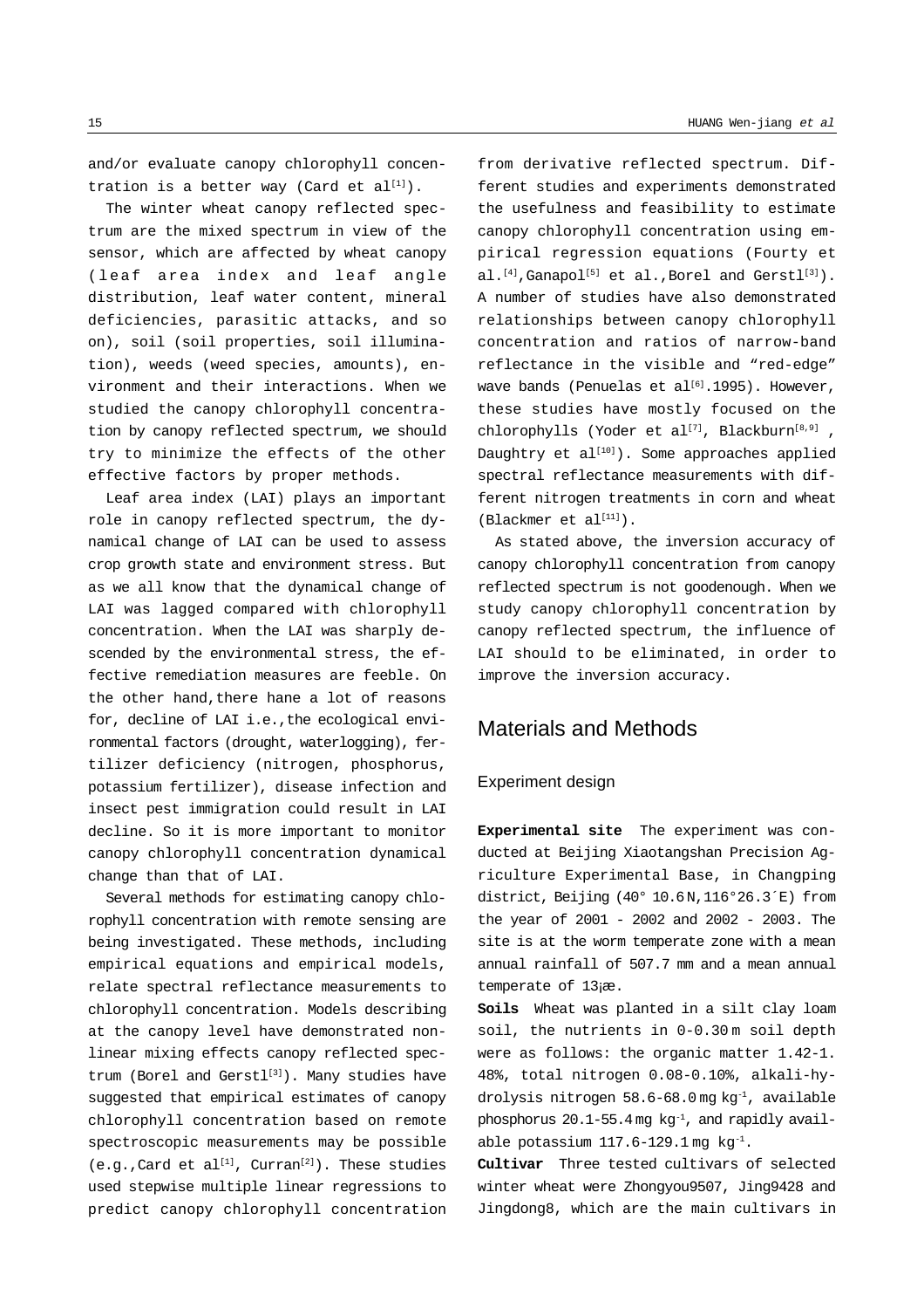and/or evaluate canopy chlorophyll concentration is a better way (Card et al[1]).

The winter wheat canopy reflected spectrum are the mixed spectrum in view of the sensor, which are affected by wheat canopy (leaf area index and leaf angle distribution, leaf water content, mineral deficiencies, parasitic attacks, and so on), soil (soil properties, soil illumination), weeds (weed species, amounts), environment and their interactions. When we studied the canopy chlorophyll concentration by canopy reflected spectrum, we should try to minimize the effects of the other effective factors by proper methods.

Leaf area index (LAI) plays an important role in canopy reflected spectrum, the dynamical change of LAI can be used to assess crop growth state and environment stress. But as we all know that the dynamical change of LAI was lagged compared with chlorophyll concentration. When the LAI was sharply descended by the environmental stress, the effective remediation measures are feeble. On the other hand,there hane a lot of reasons for, decline of LAI i.e.,the ecological environmental factors (drought, waterlogging), fertilizer deficiency (nitrogen, phosphorus, potassium fertilizer), disease infection and insect pest immigration could result in LAI decline. So it is more important to monitor canopy chlorophyll concentration dynamical change than that of LAI.

Several methods for estimating canopy chlorophyll concentration with remote sensing are being investigated. These methods, including empirical equations and empirical models, relate spectral reflectance measurements to chlorophyll concentration. Models describing at the canopy level have demonstrated nonlinear mixing effects canopy reflected spectrum (Borel and Gerstl[3]). Many studies have suggested that empirical estimates of canopy chlorophyll concentration based on remote spectroscopic measurements may be possible (e.g.,Card et al[1], Curran[2]). These studies used stepwise multiple linear regressions to predict canopy chlorophyll concentration from derivative reflected spectrum. Different studies and experiments demonstrated the usefulness and feasibility to estimate canopy chlorophyll concentration using empirical regression equations (Fourty et al.[4],Ganapol[5] et al.,Borel and Gerstl[3]). A number of studies have also demonstrated relationships between canopy chlorophyll concentration and ratios of narrow-band reflectance in the visible and "red-edge" wave bands (Penuelas et al[6].1995). However, these studies have mostly focused on the chlorophylls (Yoder et al[7], Blackburn[8,9] , Daughtry et al[10]). Some approaches applied spectral reflectance measurements with different nitrogen treatments in corn and wheat (Blackmer et al[11]).

As stated above, the inversion accuracy of canopy chlorophyll concentration from canopy reflected spectrum is not goodenough. When we study canopy chlorophyll concentration by canopy reflected spectrum, the influence of LAI should to be eliminated, in order to improve the inversion accuracy.

## Materials and Methods

### Experiment design

**Experimental site** The experiment was conducted at Beijing Xiaotangshan Precision Agriculture Experimental Base, in Changping district, Beijing (40° 10.6 N,116°26.3´E) from the year of 2001 - 2002 and 2002 - 2003. The site is at the worm temperate zone with a mean annual rainfall of 507.7 mm and a mean annual temperate of 13¡æ.

**Soils** Wheat was planted in a silt clay loam soil, the nutrients in 0-0.30 m soil depth were as follows: the organic matter 1.42-1.48%, total nitrogen 0.08-0.10%, alkali-hydrolysis nitrogen 58.6-68.0 mg $kg^{-1}$, available phosphorus 20.1-55.4 mg $kg^{-1}$, and rapidly available potassium 117.6-129.1 mg $kg^{-1}$.

**Cultivar** Three tested cultivars of selected winter wheat were Zhongyou9507, Jing9428 and Jingdong8, which are the main cultivars in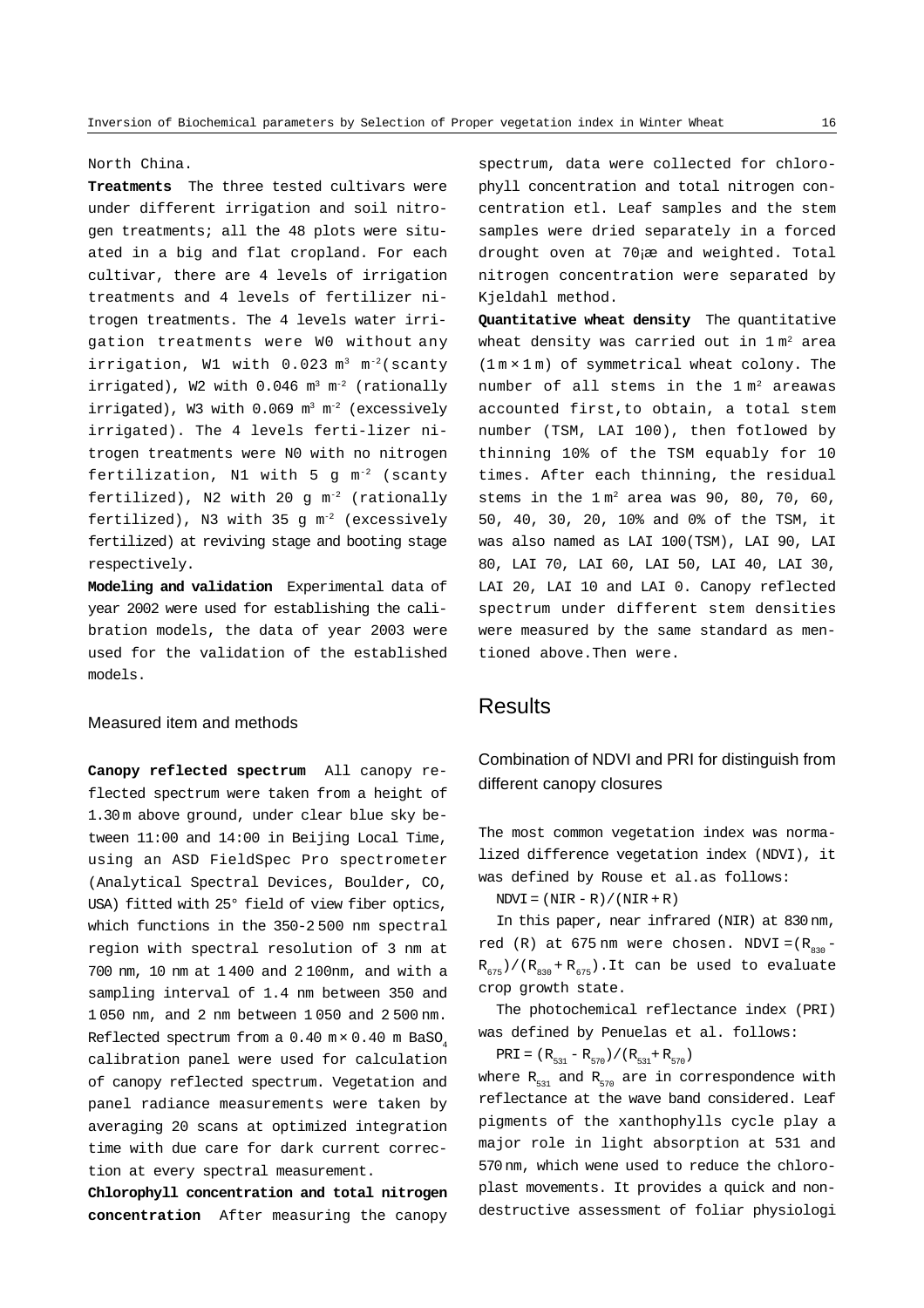North China.

**Treatments** The three tested cultivars were under different irrigation and soil nitrogen treatments; all the 48 plots were situated in a big and flat cropland. For each cultivar, there are 4 levels of irrigation treatments and 4 levels of fertilizer nitrogen treatments. The 4 levels water irrigation treatments were W0 without any irrigation, W1 with 0.023 $m^3$ $m^{-2}$(scanty irrigated), W2 with 0.046 $m^3$ $m^{-2}$ (rationally irrigated), W3 with 0.069 $m^3$ $m^{-2}$ (excessively irrigated). The 4 levels ferti-lizer nitrogen treatments were N0 with no nitrogen fertilization, N1 with 5 g $m^{-2}$ (scanty fertilized), N2 with 20 g $m^{-2}$ (rationally fertilized), N3 with 35 g $m^{-2}$ (excessively fertilized) at reviving stage and booting stage respectively.

**Modeling and validation** Experimental data of year 2002 were used for establishing the calibration models, the data of year 2003 were used for the validation of the established models.

## Measured item and methods

**Canopy reflected spectrum** All canopy reflected spectrum were taken from a height of 1.30 m above ground, under clear blue sky between 11:00 and 14:00 in Beijing Local Time, using an ASD FieldSpec Pro spectrometer (Analytical Spectral Devices, Boulder, CO, USA) fitted with 25° field of view fiber optics, which functions in the 350-2 500 nm spectral region with spectral resolution of 3 nm at 700 nm, 10 nm at 1 400 and 2 100nm, and with a sampling interval of 1.4 nm between 350 and 1 050 nm, and 2 nm between 1 050 and 2 500 nm. Reflected spectrum from a 0.40 m × 0.40 m $BaSO_4$ calibration panel were used for calculation of canopy reflected spectrum. Vegetation and panel radiance measurements were taken by averaging 20 scans at optimized integration time with due care for dark current correction at every spectral measurement.

**Chlorophyll concentration and total nitrogen concentration** After measuring the canopy spectrum, data were collected for chlorophyll concentration and total nitrogen concentration etl. Leaf samples and the stem samples were dried separately in a forced drought oven at 70¡æ and weighted. Total nitrogen concentration were separated by Kjeldahl method.

**Quantitative wheat density** The quantitative wheat density was carried out in 1 $m^2$ area (1 m × 1 m) of symmetrical wheat colony. The number of all stems in the 1 $m^2$ areawas accounted first,to obtain, a total stem number (TSM, LAI 100), then fotlowed by thinning 10% of the TSM equably for 10 times. After each thinning, the residual stems in the 1 $m^2$ area was 90, 80, 70, 60, 50, 40, 30, 20, 10% and 0% of the TSM, it was also named as LAI 100(TSM), LAI 90, LAI 80, LAI 70, LAI 60, LAI 50, LAI 40, LAI 30, LAI 20, LAI 10 and LAI 0. Canopy reflected spectrum under different stem densities were measured by the same standard as mentioned above.Then were.

# Results

## Combination of NDVI and PRI for distinguish from different canopy closures

The most common vegetation index was normalized difference vegetation index (NDVI), it was defined by Rouse et al.as follows:

$$NDVI = (NIR - R)/(NIR + R)$$

In this paper, near infrared (NIR) at 830 nm, red (R) at 675 nm were chosen. $NDVI = (R_{830} - R_{675})/(R_{830} + R_{675})$.It can be used to evaluate crop growth state.

The photochemical reflectance index (PRI) was defined by Penuelas et al. follows:

$$PRI = (R_{531} - R_{570})/(R_{531} + R_{570})$$

where $R_{531}$ and $R_{570}$ are in correspondence with reflectance at the wave band considered. Leaf pigments of the xanthophylls cycle play a major role in light absorption at 531 and 570 nm, which wene used to reduce the chloroplast movements. It provides a quick and nondestructive assessment of foliar physiologi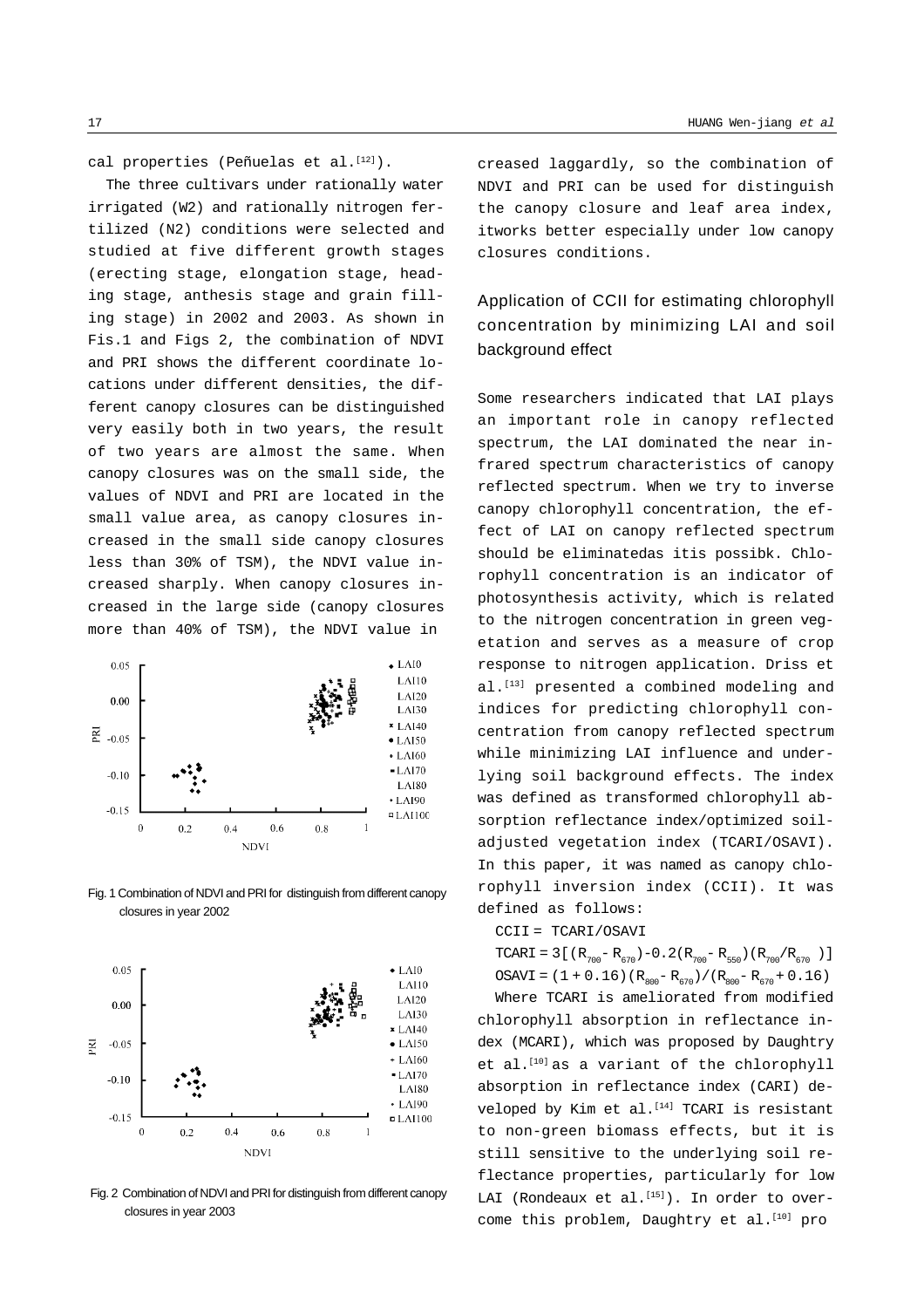cal properties (Peñuelas et al.[12]).

The three cultivars under rationally water irrigated (W2) and rationally nitrogen fertilized (N2) conditions were selected and studied at five different growth stages (erecting stage, elongation stage, heading stage, anthesis stage and grain filling stage) in 2002 and 2003. As shown in Fis.1 and Figs 2, the combination of NDVI and PRI shows the different coordinate locations under different densities, the different canopy closures can be distinguished very easily both in two years, the result of two years are almost the same. When canopy closures was on the small side, the values of NDVI and PRI are located in the small value area, as canopy closures increased in the small side canopy closures less than 30% of TSM), the NDVI value increased sharply. When canopy closures increased in the large side (canopy closures more than 40% of TSM), the NDVI value in

Fig. 1 Combination of NDVI and PRI for distinguish from different canopy closures in year 2002

Fig. 2 Combination of NDVI and PRI for distinguish from different canopy closures in year 2003

creased laggardly, so the combination of NDVI and PRI can be used for distinguish the canopy closure and leaf area index, itworks better especially under low canopy closures conditions.

## Application of CCII for estimating chlorophyll concentration by minimizing LAI and soil background effect

Some researchers indicated that LAI plays an important role in canopy reflected spectrum, the LAI dominated the near infrared spectrum characteristics of canopy reflected spectrum. When we try to inverse canopy chlorophyll concentration, the effect of LAI on canopy reflected spectrum should be eliminatedas itis possibk. Chlorophyll concentration is an indicator of photosynthesis activity, which is related to the nitrogen concentration in green vegetation and serves as a measure of crop response to nitrogen application. Driss et al.[13] presented a combined modeling and indices for predicting chlorophyll concentration from canopy reflected spectrum while minimizing LAI influence and underlying soil background effects. The index was defined as transformed chlorophyll absorption reflectance index/optimized soil-adjusted vegetation index (TCARI/OSAVI). In this paper, it was named as canopy chlorophyll inversion index (CCII). It was defined as follows:

$$CCII = TCARI/OSAVI$$

$$TCARI = 3[(R_{700} - R_{670}) - 0.2(R_{700} - R_{550})(R_{700}/R_{670})]$$

$$OSAVI = (1 + 0.16)(R_{800} - R_{670})/(R_{800} - R_{670} + 0.16)$$

Where TCARI is ameliorated from modified chlorophyll absorption in reflectance index (MCARI), which was proposed by Daughtry et al.[10] as a variant of the chlorophyll absorption in reflectance index (CARI) developed by Kim et al.[14] TCARI is resistant to non-green biomass effects, but it is still sensitive to the underlying soil reflectance properties, particularly for low LAI (Rondeaux et al.[15]). In order to overcome this problem, Daughtry et al.[10] pro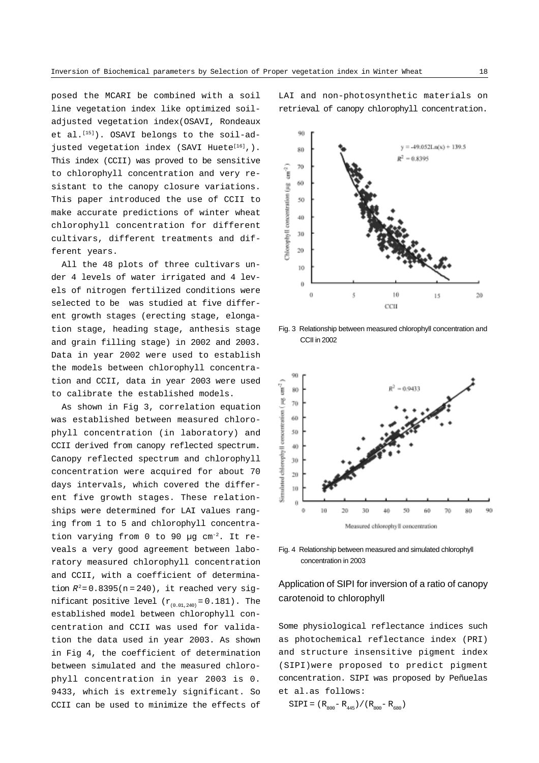posed the MCARI be combined with a soil line vegetation index like optimized soil-adjusted vegetation index(OSAVI, Rondeaux et al.[15]). OSAVI belongs to the soil-adjusted vegetation index (SAVI Huete[16],). This index (CCII) was proved to be sensitive to chlorophyll concentration and very resistant to the canopy closure variations. This paper introduced the use of CCII to make accurate predictions of winter wheat chlorophyll concentration for different cultivars, different treatments and different years.

All the 48 plots of three cultivars under 4 levels of water irrigated and 4 levels of nitrogen fertilized conditions were selected to be was studied at five different growth stages (erecting stage, elongation stage, heading stage, anthesis stage and grain filling stage) in 2002 and 2003. Data in year 2002 were used to establish the models between chlorophyll concentration and CCII, data in year 2003 were used to calibrate the established models.

As shown in Fig 3, correlation equation was established between measured chlorophyll concentration (in laboratory) and CCII derived from canopy reflected spectrum. Canopy reflected spectrum and chlorophyll concentration were acquired for about 70 days intervals, which covered the different five growth stages. These relationships were determined for LAI values ranging from 1 to 5 and chlorophyll concentration varying from 0 to 90 μg $cm^{-2}$. It reveals a very good agreement between laboratory measured chlorophyll concentration and CCII, with a coefficient of determination $R^2 = 0.8395 (n = 240)$, it reached very significant positive level ($r_{(0.01, 240)} = 0.181$). The established model between chlorophyll concentration and CCII was used for validation the data used in year 2003. As shown in Fig 4, the coefficient of determination between simulated and the measured chlorophyll concentration in year 2003 is 0.9433, which is extremely significant. So CCII can be used to minimize the effects of LAI and non-photosynthetic materials on retrieval of canopy chlorophyll concentration.

Fig. 3 Relationship between measured chlorophyll concentration and CCII in 2002

Fig. 4 Relationship between measured and simulated chlorophyll concentration in 2003

## Application of SIPI for inversion of a ratio of canopy carotenoid to chlorophyll

Some physiological reflectance indices such as photochemical reflectance index (PRI) and structure insensitive pigment index (SIPI)were proposed to predict pigment concentration. SIPI was proposed by Peñuelas et al.as follows:

$$SIPI = (R_{800} - R_{445}) / (R_{800} - R_{680})$$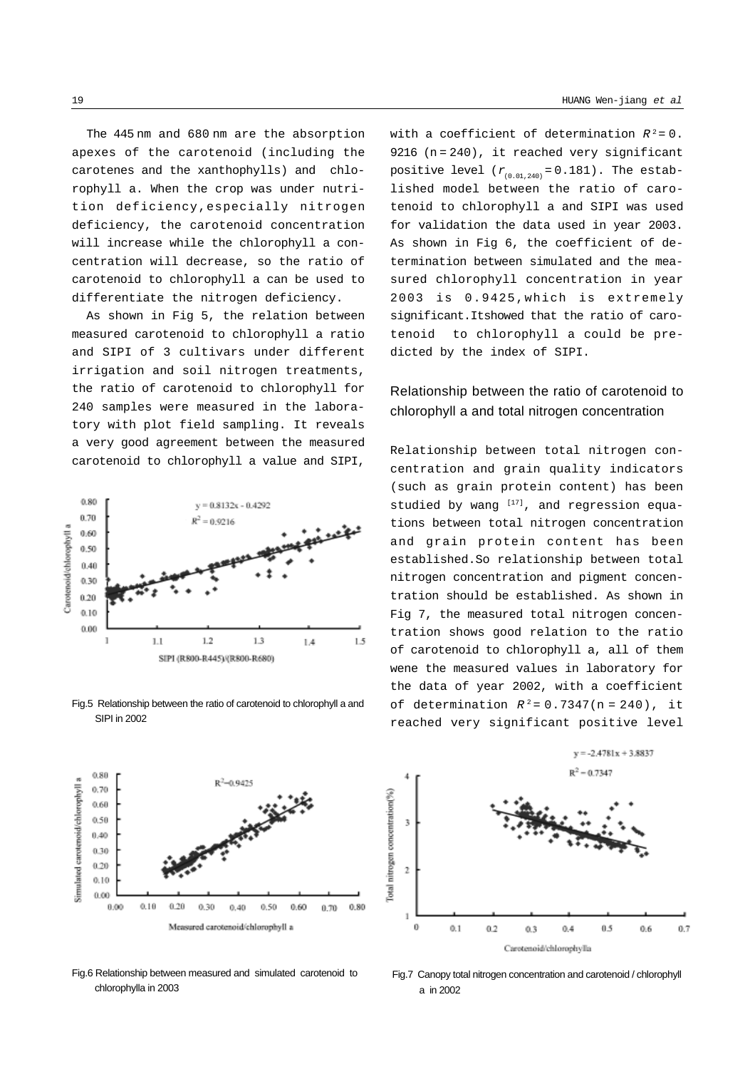The 445 nm and 680 nm are the absorption apexes of the carotenoid (including the carotenes and the xanthophylls) and chlorophyll a. When the crop was under nutrition deficiency, especially nitrogen deficiency, the carotenoid concentration will increase while the chlorophyll a concentration will decrease, so the ratio of carotenoid to chlorophyll a can be used to differentiate the nitrogen deficiency.

As shown in Fig 5, the relation between measured carotenoid to chlorophyll a ratio and SIPI of 3 cultivars under different irrigation and soil nitrogen treatments, the ratio of carotenoid to chlorophyll for 240 samples were measured in the laboratory with plot field sampling. It reveals a very good agreement between the measured carotenoid to chlorophyll a value and SIPI, with a coefficient of determination $R^2 = 0.9216$ (n = 240), it reached very significant positive level ($r_{(0.01,240)} = 0.181$). The established model between the ratio of carotenoid to chlorophyll a and SIPI was used for validation the data used in year 2003. As shown in Fig 6, the coefficient of determination between simulated and the measured chlorophyll concentration in year 2003 is 0.9425, which is extremely significant. Itshowed that the ratio of carotenoid to chlorophyll a could be predicted by the index of SIPI.

Fig.5 Relationship between the ratio of carotenoid to chlorophyll a and SIPI in 2002

## Relationship between the ratio of carotenoid to chlorophyll a and total nitrogen concentration

Relationship between total nitrogen concentration and grain quality indicators (such as grain protein content) has been studied by wang [17], and regression equations between total nitrogen concentration and grain protein content has been established. So relationship between total nitrogen concentration and pigment concentration should be established. As shown in Fig 7, the measured total nitrogen concentration shows good relation to the ratio of carotenoid to chlorophyll a, all of them wene the measured values in laboratory for the data of year 2002, with a coefficient of determination $R^2 = 0.7347$ (n = 240), it reached very significant positive level

Fig.6 Relationship between measured and simulated carotenoid to chlorophylla in 2003

Fig.7 Canopy total nitrogen concentration and carotenoid / chlorophyll a in 2002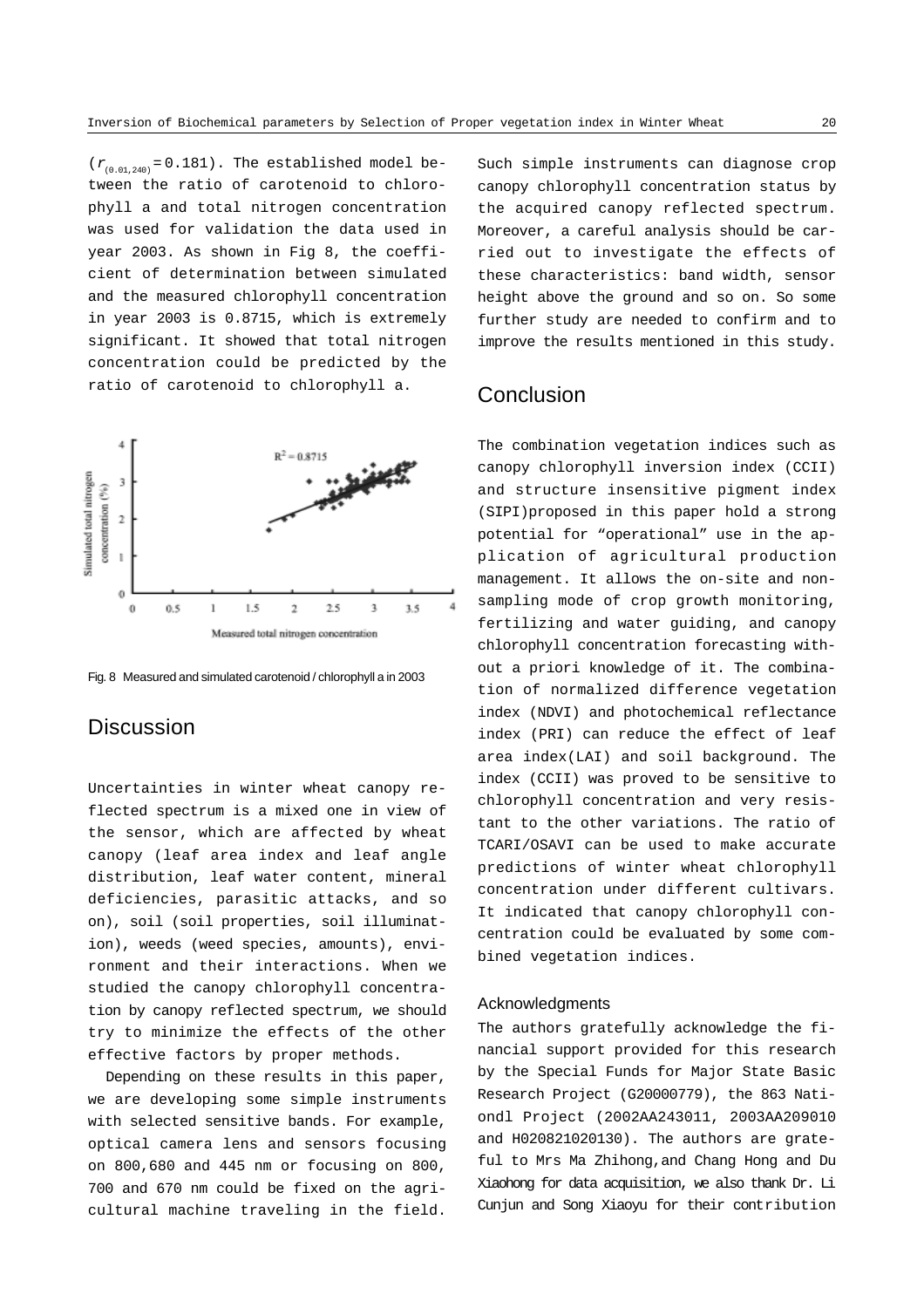($r_{(0.01,240)}$ = 0.181). The established model between the ratio of carotenoid to chlorophyll a and total nitrogen concentration was used for validation the data used in year 2003. As shown in Fig 8, the coefficient of determination between simulated and the measured chlorophyll concentration in year 2003 is 0.8715, which is extremely significant. It showed that total nitrogen concentration could be predicted by the ratio of carotenoid to chlorophyll a.

Fig. 8 Measured and simulated carotenoid / chlorophyll a in 2003

## Discussion

Uncertainties in winter wheat canopy reflected spectrum is a mixed one in view of the sensor, which are affected by wheat canopy (leaf area index and leaf angle distribution, leaf water content, mineral deficiencies, parasitic attacks, and so on), soil (soil properties, soil illumination), weeds (weed species, amounts), environment and their interactions. When we studied the canopy chlorophyll concentration by canopy reflected spectrum, we should try to minimize the effects of the other effective factors by proper methods.

Depending on these results in this paper, we are developing some simple instruments with selected sensitive bands. For example, optical camera lens and sensors focusing on 800,680 and 445 nm or focusing on 800, 700 and 670 nm could be fixed on the agricultural machine traveling in the field. Such simple instruments can diagnose crop canopy chlorophyll concentration status by the acquired canopy reflected spectrum. Moreover, a careful analysis should be carried out to investigate the effects of these characteristics: band width, sensor height above the ground and so on. So some further study are needed to confirm and to improve the results mentioned in this study.

## Conclusion

The combination vegetation indices such as canopy chlorophyll inversion index (CCII) and structure insensitive pigment index (SIPI)proposed in this paper hold a strong potential for “operational” use in the application of agricultural production management. It allows the on-site and non-sampling mode of crop growth monitoring, fertilizing and water guiding, and canopy chlorophyll concentration forecasting without a priori knowledge of it. The combination of normalized difference vegetation index (NDVI) and photochemical reflectance index (PRI) can reduce the effect of leaf area index(LAI) and soil background. The index (CCII) was proved to be sensitive to chlorophyll concentration and very resistant to the other variations. The ratio of TCARI/OSAVI can be used to make accurate predictions of winter wheat chlorophyll concentration under different cultivars. It indicated that canopy chlorophyll concentration could be evaluated by some combined vegetation indices.

### Acknowledgments

The authors gratefully acknowledge the financial support provided for this research by the Special Funds for Major State Basic Research Project (G20000779), the 863 Nationdl Project (2002AA243011, 2003AA209010 and H020821020130). The authors are grateful to Mrs Ma Zhihong,and Chang Hong and Du Xiaohong for data acquisition, we also thank Dr. Li Cunjun and Song Xiaoyu for their contribution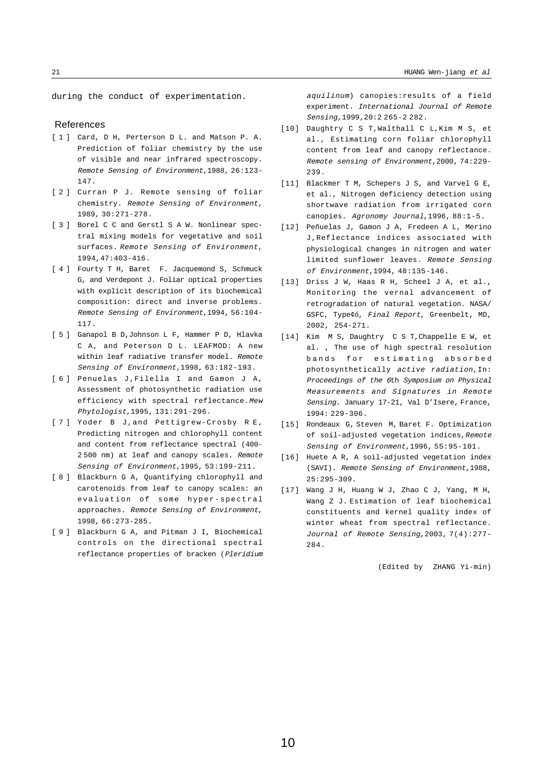during the conduct of experimentation.

## References

[ 1 ] Card, D H, Perterson D L. and Matson P. A. Prediction of foliar chemistry by the use of visible and near infrared spectroscopy. *Remote Sensing of Environment*,1988, 26:123-147.

[ 2 ] Curran P J. Remote sensing of foliar chemistry. *Remote Sensing of Environment*, 1989, 30:271-278.

[ 3 ] Borel C C and Gerstl S A W. Nonlinear spectral mixing models for vegetative and soil surfaces. *Remote Sensing of Environment*, 1994,47:403-416.

[ 4 ] Fourty T H, Baret F. Jacquemond S, Schmuck G, and Verdepont J. Foliar optical properties with explicit description of its biochemical composition: direct and inverse problems. *Remote Sensing of Environment*,1994, 56:104-117.

[ 5 ] Ganapol B D,Johnson L F, Hammer P D, Hlavka C A, and Peterson D L. LEAFMOD: A new within leaf radiative transfer model. *Remote Sensing of Environment*,1998, 63:182-193.

[ 6 ] Penuelas J,Filella I and Gamon J A, Assessment of photosynthetic radiation use efficiency with spectral reflectance.*Mew Phytologist*,1995, 131:291-296.

[ 7 ] Yoder B J,and Pettigrew-Crosby R E, Predicting nitrogen and chlorophyll content and content from reflectance spectral (400-2 500 nm) at leaf and canopy scales. *Remote Sensing of Environment*,1995, 53:199-211.

[ 8 ] Blackburn G A, Quantifying chlorophyll and carotenoids from leaf to canopy scales: an evaluation of some hyper-spectral approaches. *Remote Sensing of Environment*, 1998, 66:273-285.

[ 9 ] Blackburn G A, and Pitman J I, Biochemical controls on the directional spectral reflectance properties of bracken (*Pleridium aquilinum*) canopies:results of a field experiment. *International Journal of Remote Sensing*,1999,20:2 265-2 282.

[10] Daughtry C S T,Walthall C L,Kim M S, et al., Estimating corn foliar chlorophyll content from leaf and canopy reflectance. *Remote sensing of Environment*,2000, 74:229-239.

[11] Blackmer T M, Schepers J S, and Varvel G E, et al., Nitrogen deficiency detection using shortwave radiation from irrigated corn canopies. *Agronomy Journal*,1996, 88:1-5.

[12] Peñuelas J, Gamon J A, Fredeen A L, Merino J,Reflectance indices associated with physiological changes in nitrogen and water limited sunflower leaves. *Remote Sensing of Environment*,1994, 48:135-146.

[13] Driss J W, Haas R H, Scheel J A, et al., Monitoring the vernal advancement of retrogradation of natural vegetation. NASA/ GSFC, Type¢ó, *Final Report*, Greenbelt, MD, 2002, 254-271.

[14] Kim M S, Daughtry C S T,Chappelle E W, et al. , The use of high spectral resolution bands for estimating absorbed photosynthetically *active radiation*,In: *Proceedings of the 6*th *Symposium on Physical Measurements and Signatures in Remote Sensing.* January 17-21, Val D'Isere, France, 1994: 229-306.

[15] Rondeaux G, Steven M, Baret F. Optimization of soil-adjusted vegetation indices,*Remote Sensing of Environment*,1996, 55:95-101.

[16] Huete A R, A soil-adjusted vegetation index (SAVI). *Remote Sensing of Environment*,1988, 25:295-309.

[17] Wang J H, Huang W J, Zhao C J, Yang, M H, Wang Z J. Estimation of leaf biochemical constituents and kernel quality index of winter wheat from spectral reflectance. *Journal of Remote Sensing*,2003, 7(4):277-284.

(Edited by ZHANG Yi-min)